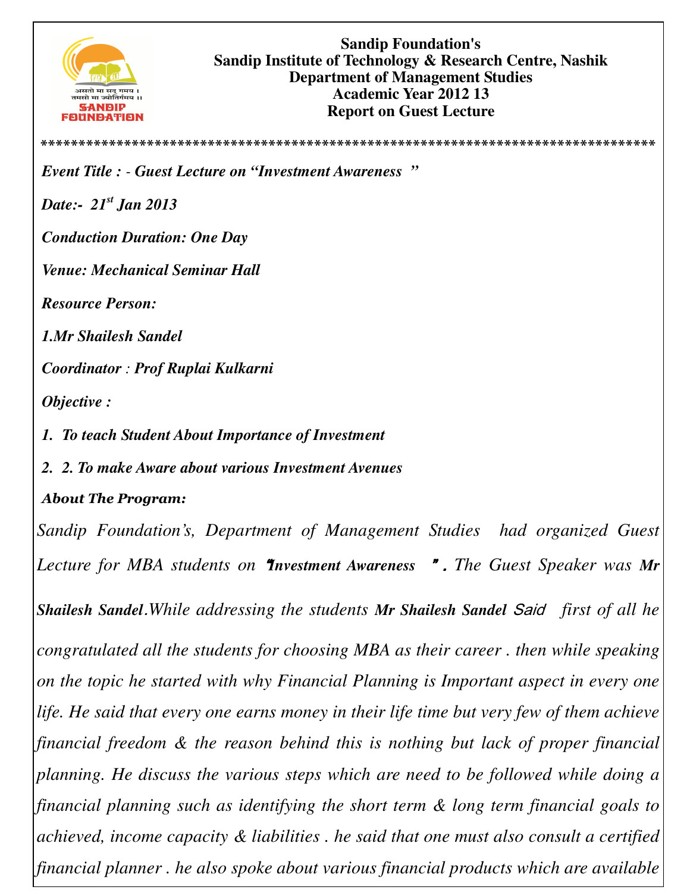**Sandip Foundation's**
**Sandip Institute of Technology & Research Centre, Nashik**
**Department of Management Studies**
**Academic Year 2012 13**
**Report on Guest Lecture**

*******************************************************************************

***Event Title : - Guest Lecture on "Investment Awareness "***

***Date:- 21st Jan 2013***

***Conduction Duration: One Day***

***Venue: Mechanical Seminar Hall***

***Resource Person:***

***1.Mr Shailesh Sandel***

***Coordinator : Prof Ruplai Kulkarni***

***Objective :***

1. ***To teach Student About Importance of Investment***
2. ***2. To make Aware about various Investment Avenues***

***About The Program:***

*Sandip Foundation's, Department of Management Studies had organized Guest Lecture for MBA students on* **"Investment Awareness "**. *The Guest Speaker was* **Mr Shailesh Sandel**.*While addressing the students* **Mr Shailesh Sandel** *Said first of all he congratulated all the students for choosing MBA as their career . then while speaking on the topic he started with why Financial Planning is Important aspect in every one life. He said that every one earns money in their life time but very few of them achieve financial freedom & the reason behind this is nothing but lack of proper financial planning. He discuss the various steps which are need to be followed while doing a financial planning such as identifying the short term & long term financial goals to achieved, income capacity & liabilities . he said that one must also consult a certified financial planner . he also spoke about various financial products which are available*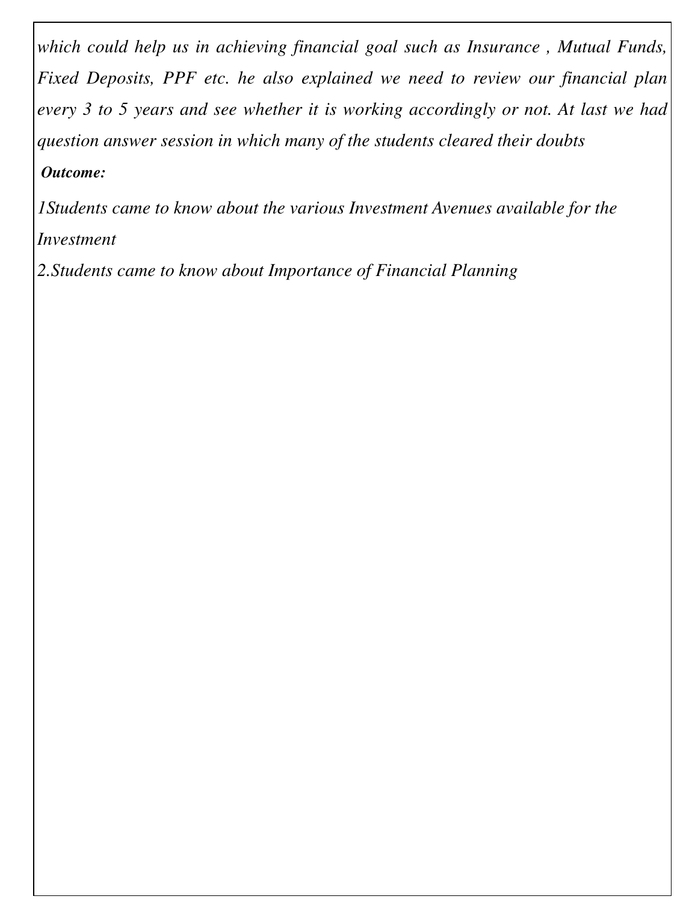*which could help us in achieving financial goal such as Insurance , Mutual Funds, Fixed Deposits, PPF etc. he also explained we need to review our financial plan every 3 to 5 years and see whether it is working accordingly or not. At last we had question answer session in which many of the students cleared their doubts*

***Outcome:***

*1Students came to know about the various Investment Avenues available for the Investment*

*2.Students came to know about Importance of Financial Planning*